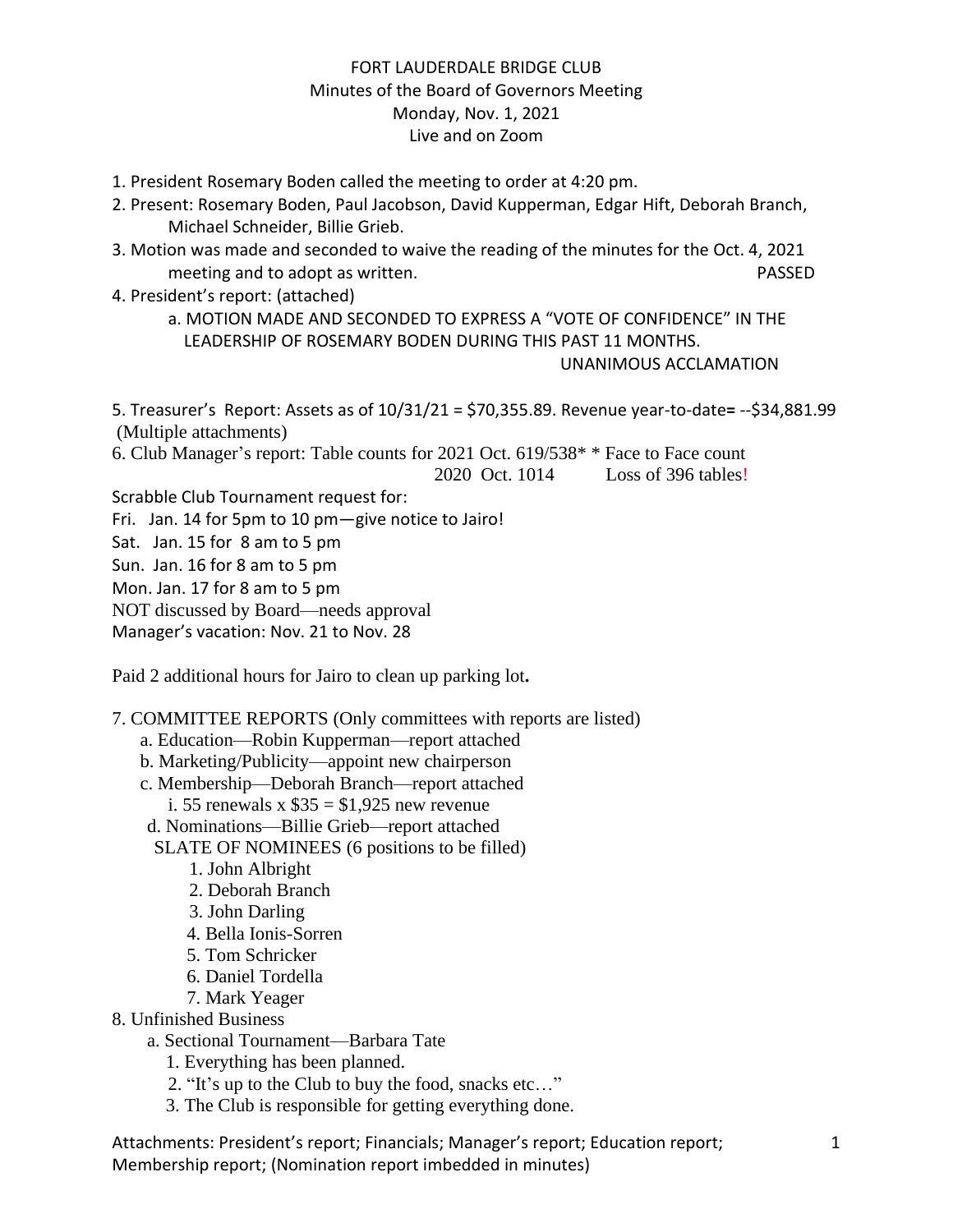# FORT LAUDERDALE BRIDGE CLUB

Minutes of the Board of Governors Meeting
Monday, Nov. 1, 2021
Live and on Zoom

1. President Rosemary Boden called the meeting to order at 4:20 pm.
2. Present: Rosemary Boden, Paul Jacobson, David Kupperman, Edgar Hift, Deborah Branch, Michael Schneider, Billie Grieb.
3. Motion was made and seconded to waive the reading of the minutes for the Oct. 4, 2021 meeting and to adopt as written. PASSED
4. President's report: (attached)
   a. MOTION MADE AND SECONDED TO EXPRESS A "VOTE OF CONFIDENCE" IN THE LEADERSHIP OF ROSEMARY BODEN DURING THIS PAST 11 MONTHS.
   UNANIMOUS ACCLAMATION

5. Treasurer's Report: Assets as of 10/31/21 = $70,355.89. Revenue year-to-date= --$34,881.99 (Multiple attachments)

6. Club Manager's report: Table counts for 2021 Oct. 619/538* * Face to Face count
   2020 Oct. 1014 Loss of 396 tables!

Scrabble Club Tournament request for:

Fri. Jan. 14 for 5pm to 10 pm—give notice to Jairo!

Sat. Jan. 15 for 8 am to 5 pm

Sun. Jan. 16 for 8 am to 5 pm

Mon. Jan. 17 for 8 am to 5 pm

NOT discussed by Board—needs approval

Manager's vacation: Nov. 21 to Nov. 28

Paid 2 additional hours for Jairo to clean up parking lot.

7. COMMITTEE REPORTS (Only committees with reports are listed)
   a. Education—Robin Kupperman—report attached
   b. Marketing/Publicity—appoint new chairperson
   c. Membership—Deborah Branch—report attached
      i. 55 renewals x $35 = $1,925 new revenue
   d. Nominations—Billie Grieb—report attached
      SLATE OF NOMINEES (6 positions to be filled)
      1. John Albright
      2. Deborah Branch
      3. John Darling
      4. Bella Ionis-Sorren
      5. Tom Schricker
      6. Daniel Tordella
      7. Mark Yeager
8. Unfinished Business
   a. Sectional Tournament—Barbara Tate
      1. Everything has been planned.
      2. "It's up to the Club to buy the food, snacks etc…"
      3. The Club is responsible for getting everything done.

Attachments: President's report; Financials; Manager's report; Education report; Membership report; (Nomination report imbedded in minutes)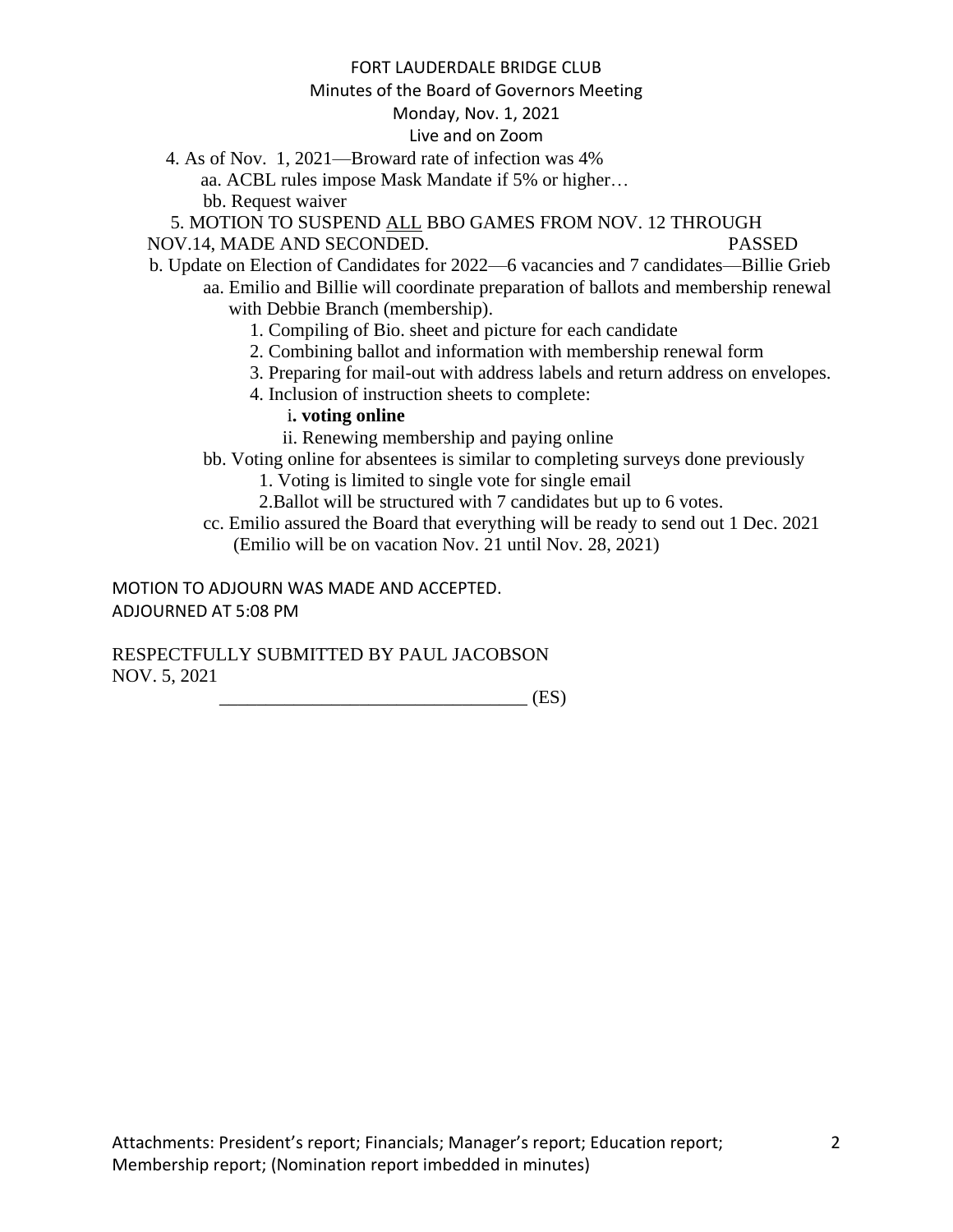FORT LAUDERDALE BRIDGE CLUB

Minutes of the Board of Governors Meeting

Monday, Nov. 1, 2021

Live and on Zoom

4. As of Nov. 1, 2021—Broward rate of infection was 4%
   - aa. ACBL rules impose Mask Mandate if 5% or higher…
   - bb. Request waiver

5. MOTION TO SUSPEND ALL BBO GAMES FROM NOV. 12 THROUGH NOV.14, MADE AND SECONDED. PASSED

b. Update on Election of Candidates for 2022—6 vacancies and 7 candidates—Billie Grieb

- aa. Emilio and Billie will coordinate preparation of ballots and membership renewal with Debbie Branch (membership).
  1. Compiling of Bio. sheet and picture for each candidate
  2. Combining ballot and information with membership renewal form
  3. Preparing for mail-out with address labels and return address on envelopes.
  4. Inclusion of instruction sheets to complete:
     - i. **voting online**
     - ii. Renewing membership and paying online
- bb. Voting online for absentees is similar to completing surveys done previously
  1. Voting is limited to single vote for single email
  2. Ballot will be structured with 7 candidates but up to 6 votes.
- cc. Emilio assured the Board that everything will be ready to send out 1 Dec. 2021 (Emilio will be on vacation Nov. 21 until Nov. 28, 2021)

MOTION TO ADJOURN WAS MADE AND ACCEPTED.
ADJOURNED AT 5:08 PM

RESPECTFULLY SUBMITTED BY PAUL JACOBSON
NOV. 5, 2021

_________________________________ (ES)

Attachments: President's report; Financials; Manager's report; Education report; Membership report; (Nomination report imbedded in minutes)